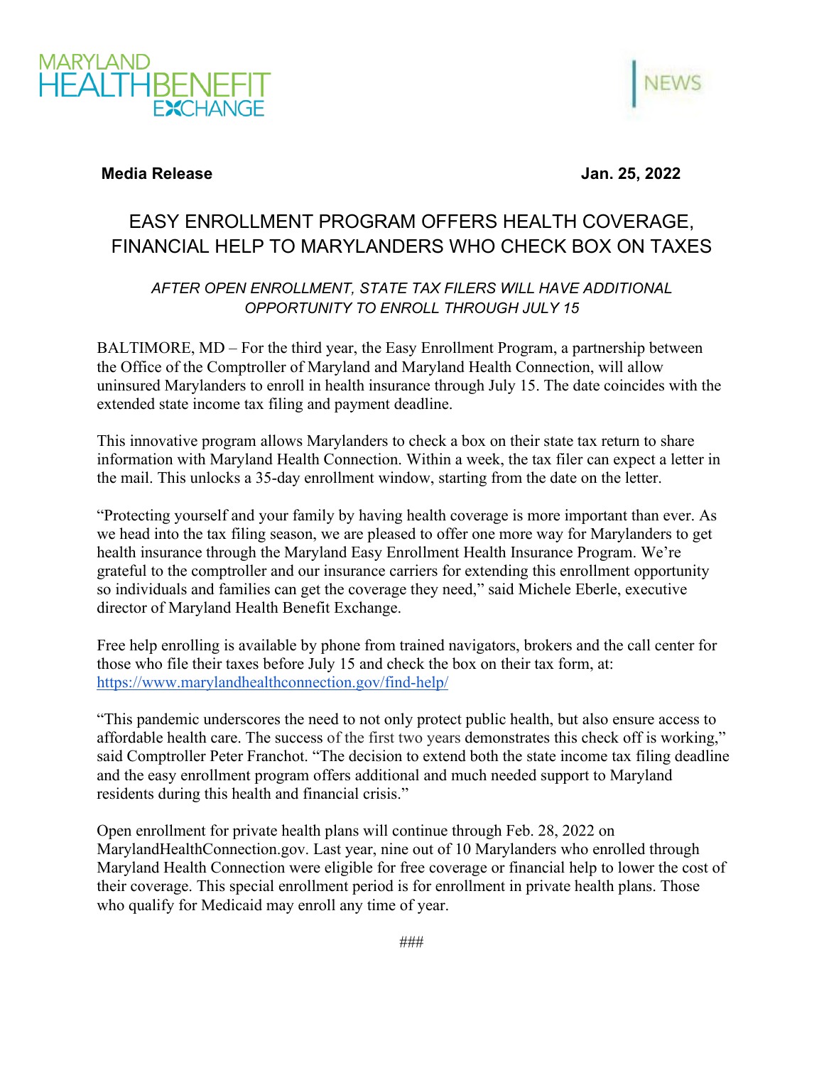MARYLAND HEALTH BENEFIT EXCHANGE

NEWS

**Media Release** **Jan. 25, 2022**

# EASY ENROLLMENT PROGRAM OFFERS HEALTH COVERAGE, FINANCIAL HELP TO MARYLANDERS WHO CHECK BOX ON TAXES

*AFTER OPEN ENROLLMENT, STATE TAX FILERS WILL HAVE ADDITIONAL OPPORTUNITY TO ENROLL THROUGH JULY 15*

BALTIMORE, MD – For the third year, the Easy Enrollment Program, a partnership between the Office of the Comptroller of Maryland and Maryland Health Connection, will allow uninsured Marylanders to enroll in health insurance through July 15. The date coincides with the extended state income tax filing and payment deadline.

This innovative program allows Marylanders to check a box on their state tax return to share information with Maryland Health Connection. Within a week, the tax filer can expect a letter in the mail. This unlocks a 35-day enrollment window, starting from the date on the letter.

"Protecting yourself and your family by having health coverage is more important than ever. As we head into the tax filing season, we are pleased to offer one more way for Marylanders to get health insurance through the Maryland Easy Enrollment Health Insurance Program. We're grateful to the comptroller and our insurance carriers for extending this enrollment opportunity so individuals and families can get the coverage they need," said Michele Eberle, executive director of Maryland Health Benefit Exchange.

Free help enrolling is available by phone from trained navigators, brokers and the call center for those who file their taxes before July 15 and check the box on their tax form, at: https://www.marylandhealthconnection.gov/find-help/

"This pandemic underscores the need to not only protect public health, but also ensure access to affordable health care. The success of the first two years demonstrates this check off is working," said Comptroller Peter Franchot. "The decision to extend both the state income tax filing deadline and the easy enrollment program offers additional and much needed support to Maryland residents during this health and financial crisis."

Open enrollment for private health plans will continue through Feb. 28, 2022 on MarylandHealthConnection.gov. Last year, nine out of 10 Marylanders who enrolled through Maryland Health Connection were eligible for free coverage or financial help to lower the cost of their coverage. This special enrollment period is for enrollment in private health plans. Those who qualify for Medicaid may enroll any time of year.

###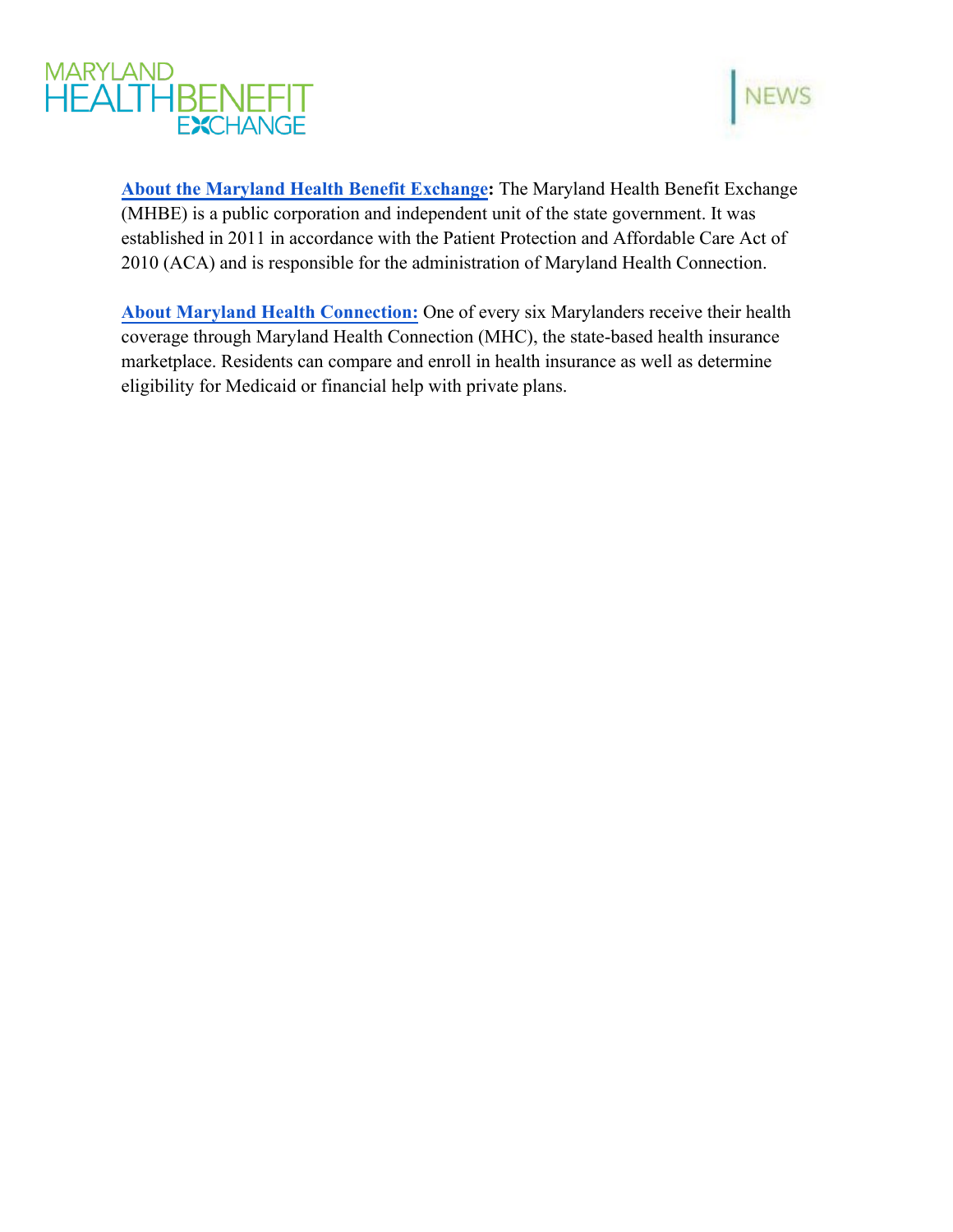**About the Maryland Health Benefit Exchange:** The Maryland Health Benefit Exchange (MHBE) is a public corporation and independent unit of the state government. It was established in 2011 in accordance with the Patient Protection and Affordable Care Act of 2010 (ACA) and is responsible for the administration of Maryland Health Connection.

**About Maryland Health Connection:** One of every six Marylanders receive their health coverage through Maryland Health Connection (MHC), the state-based health insurance marketplace. Residents can compare and enroll in health insurance as well as determine eligibility for Medicaid or financial help with private plans.